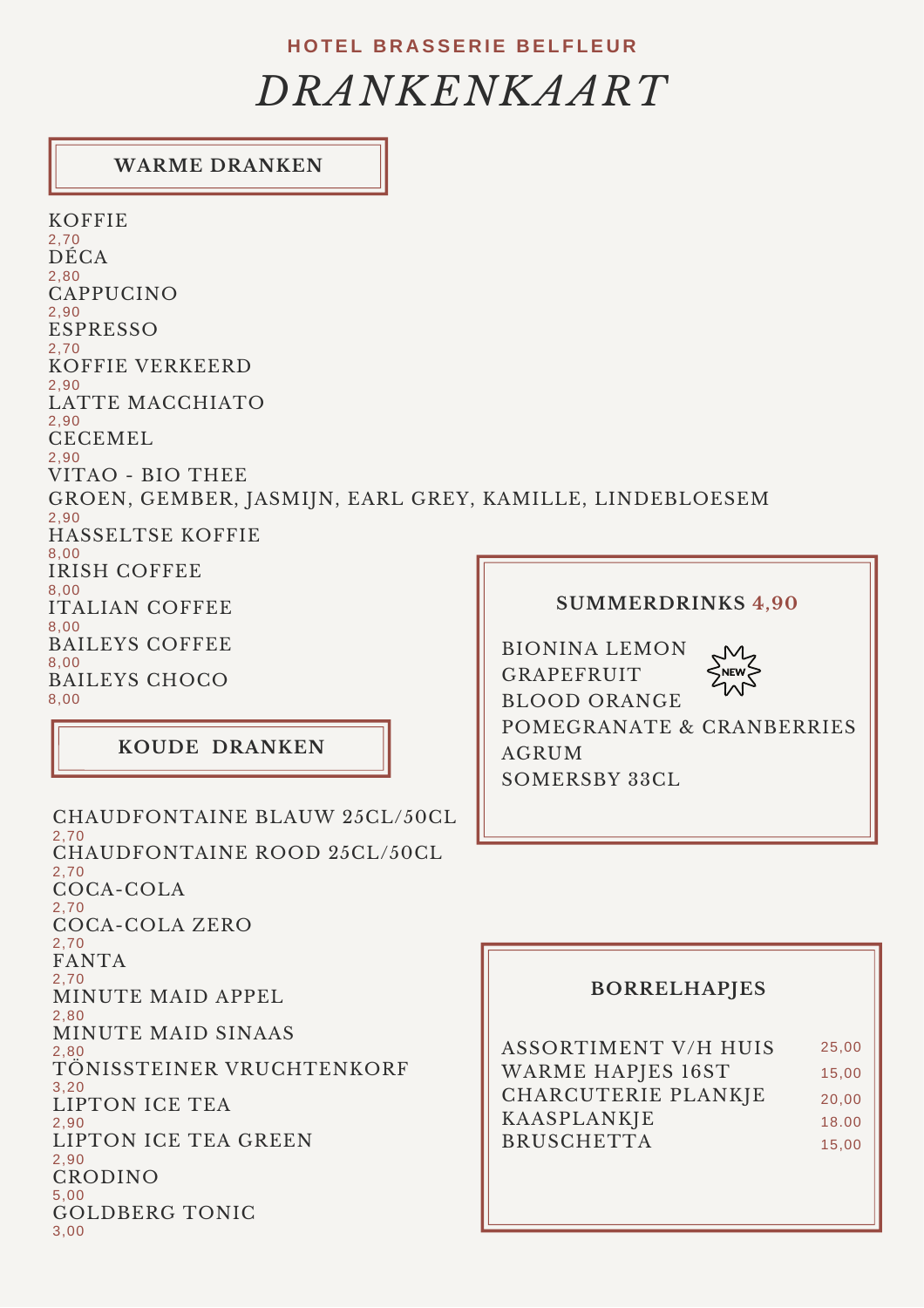HOTEL BRASSERIE BELFLEUR

# *DRANKENKAART*

## WARME DRANKEN

KOFFIE
2,70
DÉCA
2,80
CAPPUCINO
2,90
ESPRESSO
2,70
KOFFIE VERKEERD
2,90
LATTE MACCHIATO
2,90
CECEMEL
2,90
VITAO - BIO THEE
GROEN, GEMBER, JASMIJN, EARL GREY, KAMILLE, LINDEBLOESEM
2,90
HASSELTSE KOFFIE
8,00
IRISH COFFEE
8,00
ITALIAN COFFEE
8,00
BAILEYS COFFEE
8,00
BAILEYS CHOCO
8,00

## KOUDE DRANKEN

CHAUDFONTAINE BLAUW 25CL/50CL
2,70
CHAUDFONTAINE ROOD 25CL/50CL
2,70
COCA-COLA
2,70
COCA-COLA ZERO
2,70
FANTA
2,70
MINUTE MAID APPEL
2,80
MINUTE MAID SINAAS
2,80
TÖNISSTEINER VRUCHTENKORF
3,20
LIPTON ICE TEA
2,90
LIPTON ICE TEA GREEN
2,90
CRODINO
5,00
GOLDBERG TONIC
3,00

## SUMMERDRINKS 4,90

BIONINA LEMON
GRAPEFRUIT
BLOOD ORANGE
POMEGRANATE & CRANBERRIES
AGRUM
SOMERSBY 33CL (NEW)

## BORRELHAPJES

| | |
|---|---|
| ASSORTIMENT V/H HUIS | 25,00 |
| WARME HAPJES 16ST | 15,00 |
| CHARCUTERIE PLANKJE | 20,00 |
| KAASPLANKJE | 18.00 |
| BRUSCHETTA | 15,00 |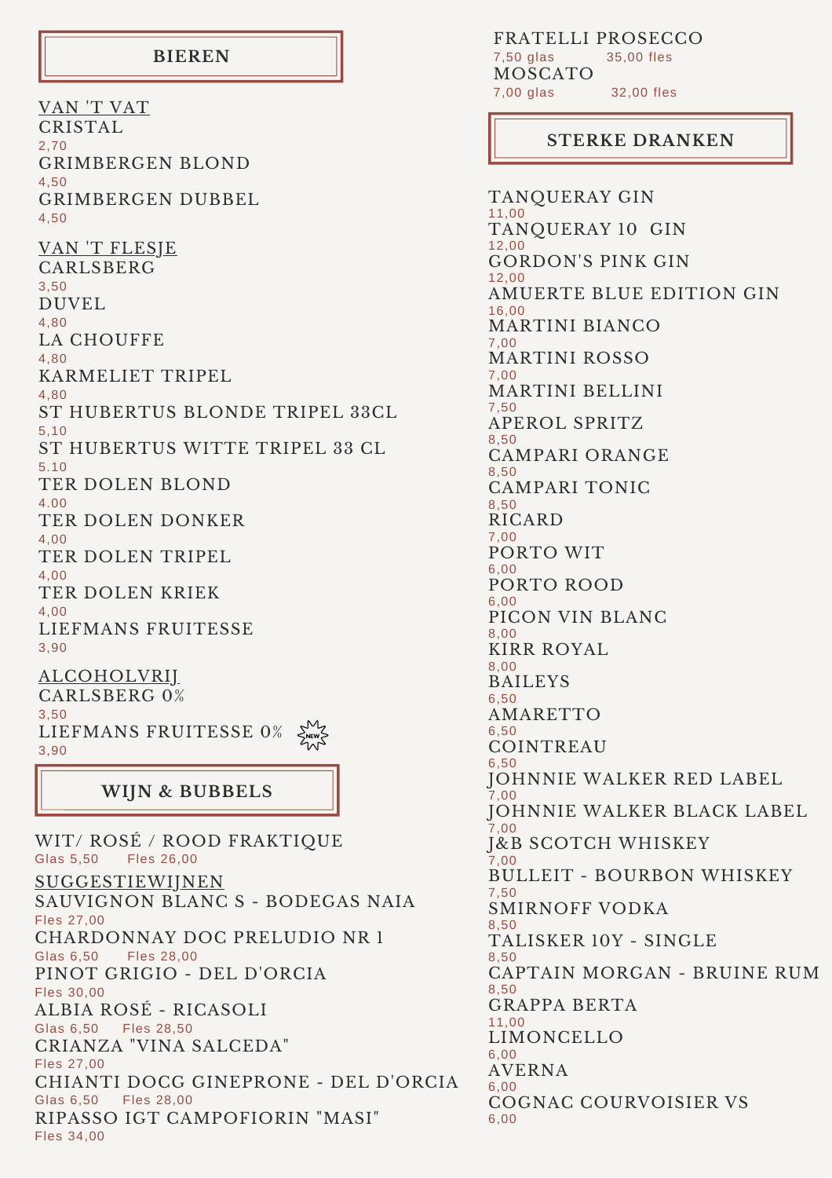## BIEREN

VAN 'T VAT

CRISTAL
2,70

GRIMBERGEN BLOND
4,50

GRIMBERGEN DUBBEL
4,50

VAN 'T FLESJE

CARLSBERG
3,50

DUVEL
4,80

LA CHOUFFE
4,80

KARMELIET TRIPEL
4,80

ST HUBERTUS BLONDE TRIPEL 33CL
5,10

ST HUBERTUS WITTE TRIPEL 33 CL
5.10

TER DOLEN BLOND
4.00

TER DOLEN DONKER
4,00

TER DOLEN TRIPEL
4,00

TER DOLEN KRIEK
4,00

LIEFMANS FRUITESSE
3,90

ALCOHOLVRIJ

CARLSBERG 0%
3,50

LIEFMANS FRUITESSE 0% NEW
3,90

## WIJN & BUBBELS

WIT/ ROSÉ / ROOD FRAKTIQUE
Glas 5,50 Fles 26,00

SUGGESTIEWIJNEN

SAUVIGNON BLANC S - BODEGAS NAIA
Fles 27,00

CHARDONNAY DOC PRELUDIO NR 1
Glas 6,50 Fles 28,00

PINOT GRIGIO - DEL D'ORCIA
Fles 30,00

ALBIA ROSÉ - RICASOLI
Glas 6,50 Fles 28,50

CRIANZA "VINA SALCEDA"
Fles 27,00

CHIANTI DOCG GINEPRONE - DEL D'ORCIA
Glas 6,50 Fles 28,00

RIPASSO IGT CAMPOFIORIN "MASI"
Fles 34,00

FRATELLI PROSECCO
7,50 glas 35,00 fles

MOSCATO
7,00 glas 32,00 fles

## STERKE DRANKEN

TANQUERAY GIN
11,00

TANQUERAY 10 GIN
12,00

GORDON'S PINK GIN
12,00

AMUERTE BLUE EDITION GIN
16,00

MARTINI BIANCO
7,00

MARTINI ROSSO
7,00

MARTINI BELLINI
7,50

APEROL SPRITZ
8,50

CAMPARI ORANGE
8,50

CAMPARI TONIC
8,50

RICARD
7,00

PORTO WIT
6,00

PORTO ROOD
6,00

PICON VIN BLANC
8,00

KIRR ROYAL
8,00

BAILEYS
6,50

AMARETTO
6,50

COINTREAU
6,50

JOHNNIE WALKER RED LABEL
7,00

JOHNNIE WALKER BLACK LABEL
7,00

J&B SCOTCH WHISKEY
7,00

BULLEIT - BOURBON WHISKEY
7,50

SMIRNOFF VODKA
8,50

TALISKER 10Y - SINGLE
8,50

CAPTAIN MORGAN - BRUINE RUM
8,50

GRAPPA BERTA
11,00

LIMONCELLO
6,00

AVERNA
6,00

COGNAC COURVOISIER VS
6,00